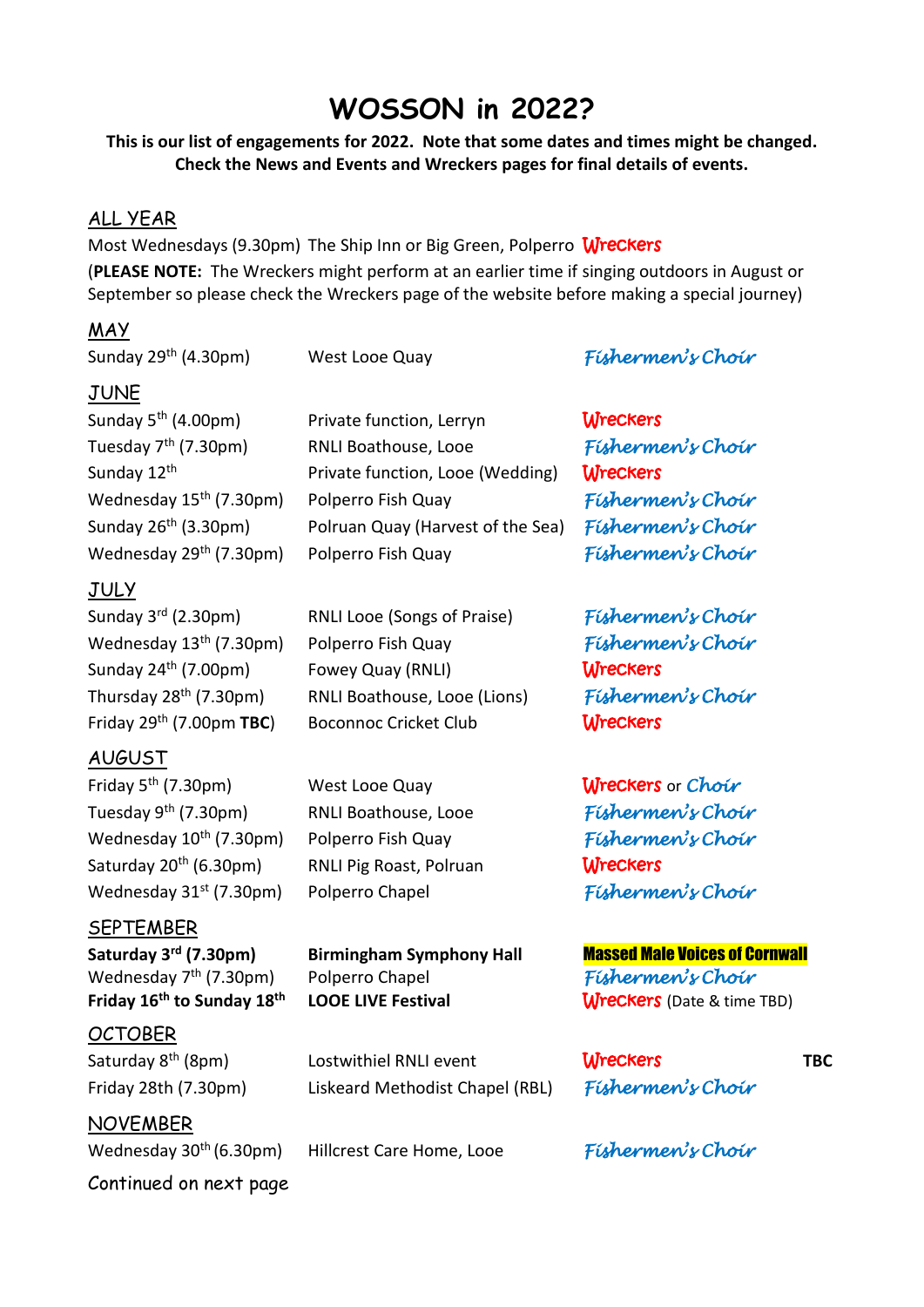# WOSSON in 2022?

**This is our list of engagements for 2022. Note that some dates and times might be changed. Check the News and Events and Wreckers pages for final details of events.**

## ALL YEAR

Most Wednesdays (9.30pm) The Ship Inn or Big Green, Polperro Wreckers

(**PLEASE NOTE:** The Wreckers might perform at an earlier time if singing outdoors in August or September so please check the Wreckers page of the website before making a special journey)

## MAY

| Date | Venue | Performer |
|---|---|---|
| Sunday 29th (4.30pm) | West Looe Quay | *Fishermen's Choir* |

## JUNE

| Date | Venue | Performer |
|---|---|---|
| Sunday 5th (4.00pm) | Private function, Lerryn | Wreckers |
| Tuesday 7th (7.30pm) | RNLI Boathouse, Looe | *Fishermen's Choir* |
| Sunday 12th | Private function, Looe (Wedding) | Wreckers |
| Wednesday 15th (7.30pm) | Polperro Fish Quay | *Fishermen's Choir* |
| Sunday 26th (3.30pm) | Polruan Quay (Harvest of the Sea) | *Fishermen's Choir* |
| Wednesday 29th (7.30pm) | Polperro Fish Quay | *Fishermen's Choir* |

## JULY

| Date | Venue | Performer |
|---|---|---|
| Sunday 3rd (2.30pm) | RNLI Looe (Songs of Praise) | *Fishermen's Choir* |
| Wednesday 13th (7.30pm) | Polperro Fish Quay | *Fishermen's Choir* |
| Sunday 24th (7.00pm) | Fowey Quay (RNLI) | Wreckers |
| Thursday 28th (7.30pm) | RNLI Boathouse, Looe (Lions) | *Fishermen's Choir* |
| Friday 29th (7.00pm **TBC**) | Boconnoc Cricket Club | Wreckers |

## AUGUST

| Date | Venue | Performer |
|---|---|---|
| Friday 5th (7.30pm) | West Looe Quay | Wreckers or *Choir* |
| Tuesday 9th (7.30pm) | RNLI Boathouse, Looe | *Fishermen's Choir* |
| Wednesday 10th (7.30pm) | Polperro Fish Quay | *Fishermen's Choir* |
| Saturday 20th (6.30pm) | RNLI Pig Roast, Polruan | Wreckers |
| Wednesday 31st (7.30pm) | Polperro Chapel | *Fishermen's Choir* |

## SEPTEMBER

| Date | Venue | Performer |
|---|---|---|
| **Saturday 3rd (7.30pm)** | **Birmingham Symphony Hall** | **Massed Male Voices of Cornwall** |
| Wednesday 7th (7.30pm) | Polperro Chapel | *Fishermen's Choir* |
| **Friday 16th to Sunday 18th** | **LOOE LIVE Festival** | Wreckers (Date & time TBD) |

## OCTOBER

| Date | Venue | Performer |
|---|---|---|
| Saturday 8th (8pm) | Lostwithiel RNLI event | Wreckers **TBC** |
| Friday 28th (7.30pm) | Liskeard Methodist Chapel (RBL) | *Fishermen's Choir* |

## NOVEMBER

| Date | Venue | Performer |
|---|---|---|
| Wednesday 30th (6.30pm) | Hillcrest Care Home, Looe | *Fishermen's Choir* |

Continued on next page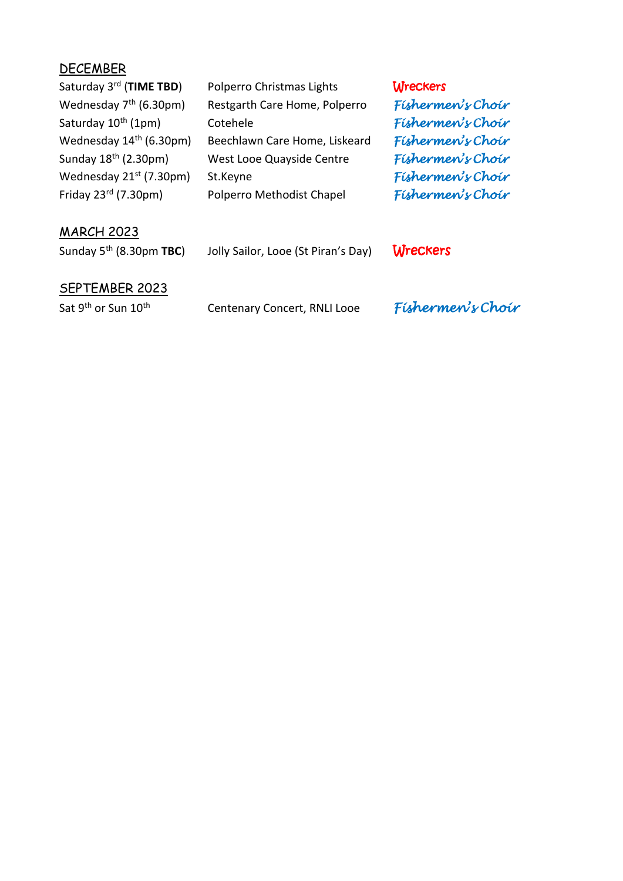DECEMBER

| | | |
|---|---|---|
| Saturday 3rd (**TIME TBD**) | Polperro Christmas Lights | Wreckers |
| Wednesday 7th (6.30pm) | Restgarth Care Home, Polperro | *Fishermen's Choir* |
| Saturday 10th (1pm) | Cotehele | *Fishermen's Choir* |
| Wednesday 14th (6.30pm) | Beechlawn Care Home, Liskeard | *Fishermen's Choir* |
| Sunday 18th (2.30pm) | West Looe Quayside Centre | *Fishermen's Choir* |
| Wednesday 21st (7.30pm) | St.Keyne | *Fishermen's Choir* |
| Friday 23rd (7.30pm) | Polperro Methodist Chapel | *Fishermen's Choir* |

MARCH 2023

| | | |
|---|---|---|
| Sunday 5th (8.30pm **TBC**) | Jolly Sailor, Looe (St Piran's Day) | Wreckers |

SEPTEMBER 2023

| | | |
|---|---|---|
| Sat 9th or Sun 10th | Centenary Concert, RNLI Looe | *Fishermen's Choir* |